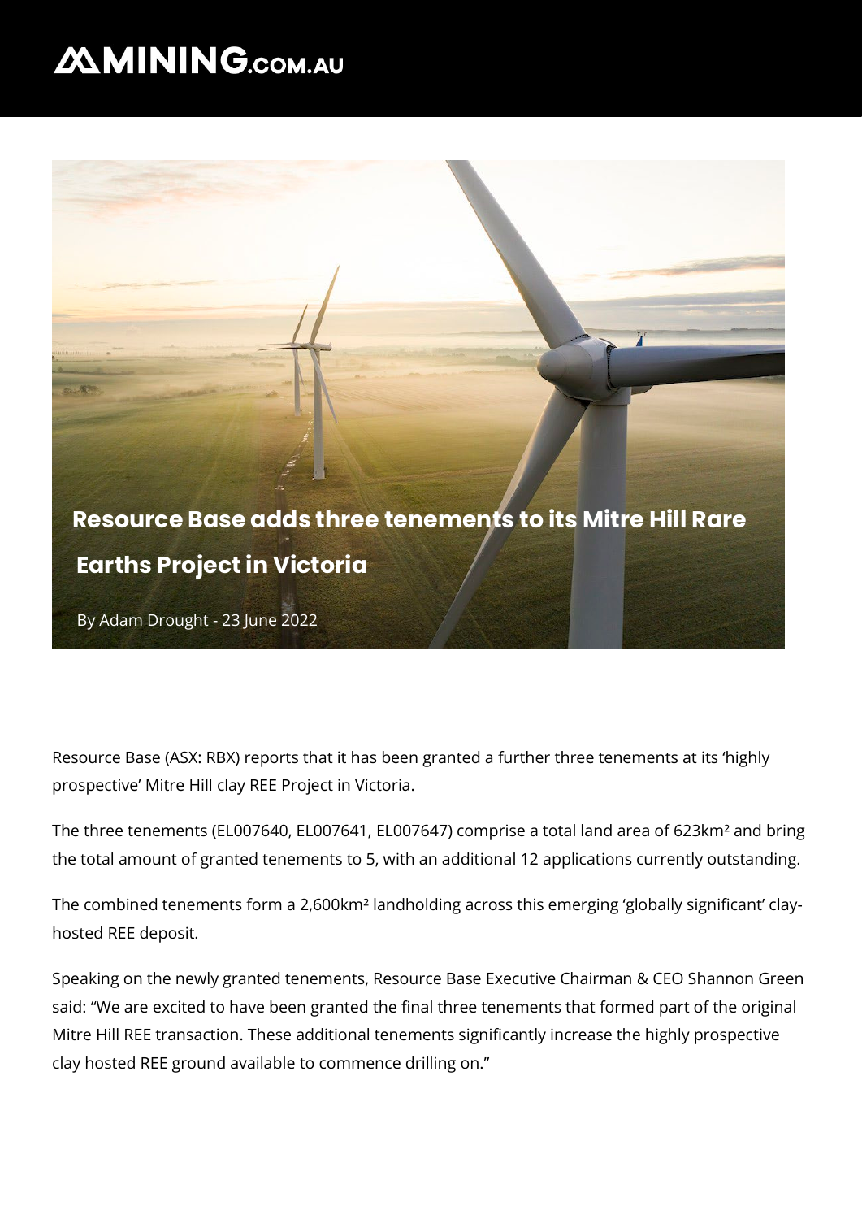# Resource Base adds three tenements to its Mitre Hill Rare Earths Project in Victoria

By Adam Drought - 23 June 2022

Resource Base (ASX: RBX) reports that it has been granted a further three tenements at its 'highly prospective' Mitre Hill clay REE Project in Victoria.

The three tenements (EL007640, EL007641, EL007647) comprise a total land area of 623km² and bring the total amount of granted tenements to 5, with an additional 12 applications currently outstanding.

The combined tenements form a 2,600km² landholding across this emerging 'globally significant' clay-hosted REE deposit.

Speaking on the newly granted tenements, Resource Base Executive Chairman & CEO Shannon Green said: "We are excited to have been granted the final three tenements that formed part of the original Mitre Hill REE transaction. These additional tenements significantly increase the highly prospective clay hosted REE ground available to commence drilling on."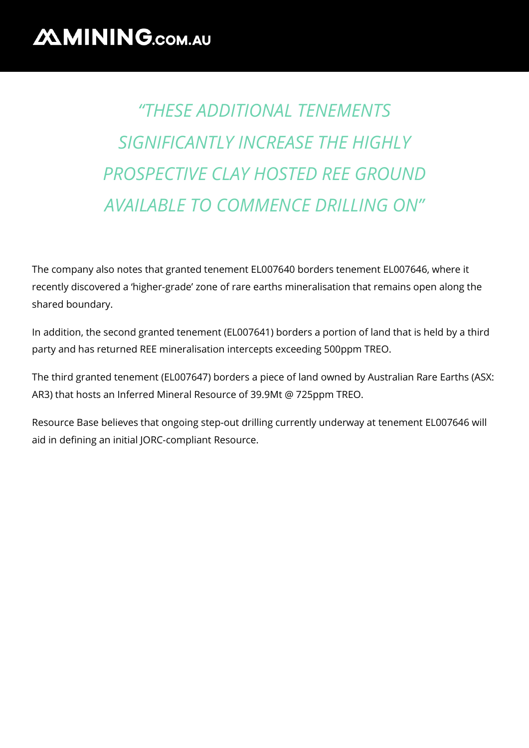*"THESE ADDITIONAL TENEMENTS SIGNIFICANTLY INCREASE THE HIGHLY PROSPECTIVE CLAY HOSTED REE GROUND AVAILABLE TO COMMENCE DRILLING ON"*

The company also notes that granted tenement EL007640 borders tenement EL007646, where it recently discovered a 'higher-grade' zone of rare earths mineralisation that remains open along the shared boundary.

In addition, the second granted tenement (EL007641) borders a portion of land that is held by a third party and has returned REE mineralisation intercepts exceeding 500ppm TREO.

The third granted tenement (EL007647) borders a piece of land owned by Australian Rare Earths (ASX: AR3) that hosts an Inferred Mineral Resource of 39.9Mt @ 725ppm TREO.

Resource Base believes that ongoing step-out drilling currently underway at tenement EL007646 will aid in defining an initial JORC-compliant Resource.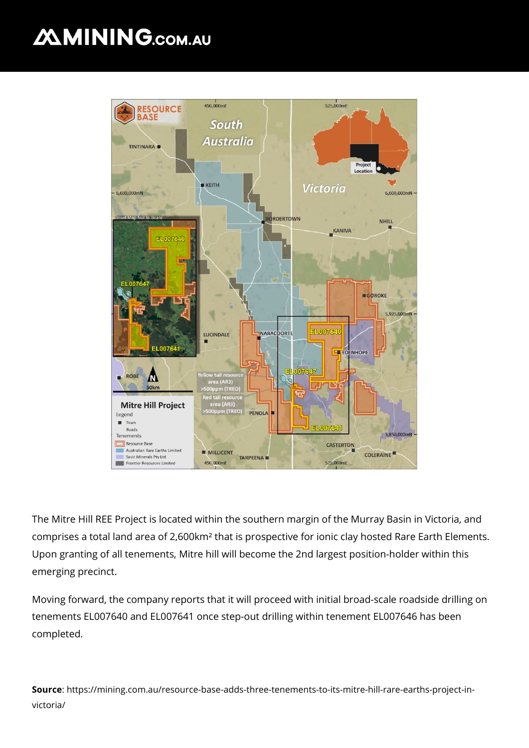The Mitre Hill REE Project is located within the southern margin of the Murray Basin in Victoria, and comprises a total land area of 2,600km² that is prospective for ionic clay hosted Rare Earth Elements. Upon granting of all tenements, Mitre hill will become the 2nd largest position-holder within this emerging precinct.

Moving forward, the company reports that it will proceed with initial broad-scale roadside drilling on tenements EL007640 and EL007641 once step-out drilling within tenement EL007646 has been completed.

**Source**: https://mining.com.au/resource-base-adds-three-tenements-to-its-mitre-hill-rare-earths-project-in-victoria/